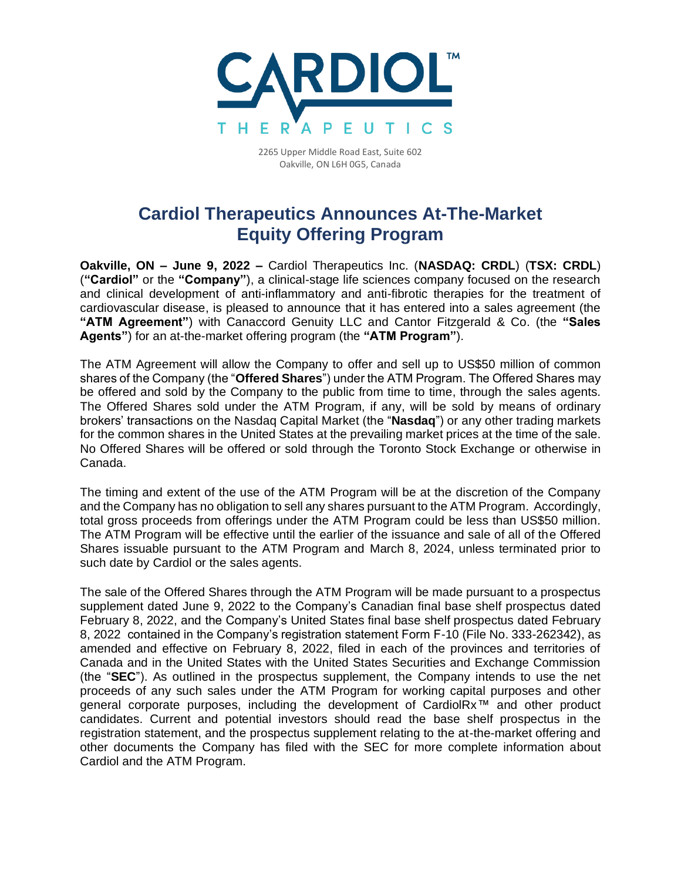CARDIOL™ THERAPEUTICS

2265 Upper Middle Road East, Suite 602
Oakville, ON L6H 0G5, Canada

# Cardiol Therapeutics Announces At-The-Market Equity Offering Program

**Oakville, ON – June 9, 2022 –** Cardiol Therapeutics Inc. (**NASDAQ: CRDL**) (**TSX: CRDL**) (**"Cardiol"** or the **"Company"**), a clinical-stage life sciences company focused on the research and clinical development of anti-inflammatory and anti-fibrotic therapies for the treatment of cardiovascular disease, is pleased to announce that it has entered into a sales agreement (the **"ATM Agreement"**) with Canaccord Genuity LLC and Cantor Fitzgerald & Co. (the **"Sales Agents"**) for an at-the-market offering program (the **"ATM Program"**).

The ATM Agreement will allow the Company to offer and sell up to US$50 million of common shares of the Company (the "**Offered Shares**") under the ATM Program. The Offered Shares may be offered and sold by the Company to the public from time to time, through the sales agents. The Offered Shares sold under the ATM Program, if any, will be sold by means of ordinary brokers' transactions on the Nasdaq Capital Market (the "**Nasdaq**") or any other trading markets for the common shares in the United States at the prevailing market prices at the time of the sale. No Offered Shares will be offered or sold through the Toronto Stock Exchange or otherwise in Canada.

The timing and extent of the use of the ATM Program will be at the discretion of the Company and the Company has no obligation to sell any shares pursuant to the ATM Program. Accordingly, total gross proceeds from offerings under the ATM Program could be less than US$50 million. The ATM Program will be effective until the earlier of the issuance and sale of all of the Offered Shares issuable pursuant to the ATM Program and March 8, 2024, unless terminated prior to such date by Cardiol or the sales agents.

The sale of the Offered Shares through the ATM Program will be made pursuant to a prospectus supplement dated June 9, 2022 to the Company's Canadian final base shelf prospectus dated February 8, 2022, and the Company's United States final base shelf prospectus dated February 8, 2022 contained in the Company's registration statement Form F-10 (File No. 333-262342), as amended and effective on February 8, 2022, filed in each of the provinces and territories of Canada and in the United States with the United States Securities and Exchange Commission (the "**SEC**"). As outlined in the prospectus supplement, the Company intends to use the net proceeds of any such sales under the ATM Program for working capital purposes and other general corporate purposes, including the development of CardiolRx™ and other product candidates. Current and potential investors should read the base shelf prospectus in the registration statement, and the prospectus supplement relating to the at-the-market offering and other documents the Company has filed with the SEC for more complete information about Cardiol and the ATM Program.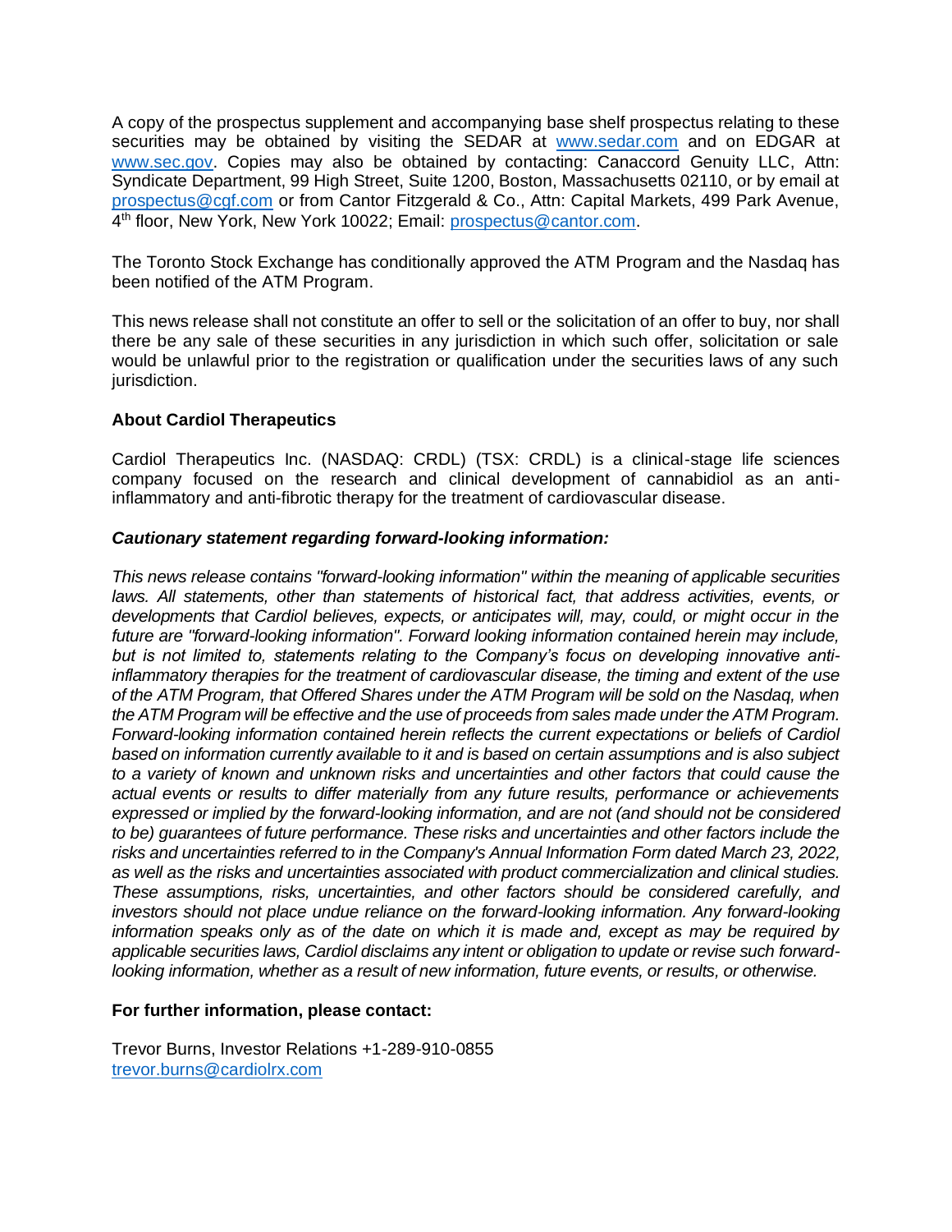A copy of the prospectus supplement and accompanying base shelf prospectus relating to these securities may be obtained by visiting the SEDAR at [www.sedar.com](http://www.sedar.com) and on EDGAR at [www.sec.gov](http://www.sec.gov). Copies may also be obtained by contacting: Canaccord Genuity LLC, Attn: Syndicate Department, 99 High Street, Suite 1200, Boston, Massachusetts 02110, or by email at [prospectus@cgf.com](mailto:prospectus@cgf.com) or from Cantor Fitzgerald & Co., Attn: Capital Markets, 499 Park Avenue, 4th floor, New York, New York 10022; Email: [prospectus@cantor.com](mailto:prospectus@cantor.com).

The Toronto Stock Exchange has conditionally approved the ATM Program and the Nasdaq has been notified of the ATM Program.

This news release shall not constitute an offer to sell or the solicitation of an offer to buy, nor shall there be any sale of these securities in any jurisdiction in which such offer, solicitation or sale would be unlawful prior to the registration or qualification under the securities laws of any such jurisdiction.

**About Cardiol Therapeutics**

Cardiol Therapeutics Inc. (NASDAQ: CRDL) (TSX: CRDL) is a clinical-stage life sciences company focused on the research and clinical development of cannabidiol as an anti-inflammatory and anti-fibrotic therapy for the treatment of cardiovascular disease.

***Cautionary statement regarding forward-looking information:***

*This news release contains "forward-looking information" within the meaning of applicable securities laws. All statements, other than statements of historical fact, that address activities, events, or developments that Cardiol believes, expects, or anticipates will, may, could, or might occur in the future are "forward-looking information". Forward looking information contained herein may include, but is not limited to, statements relating to the Company's focus on developing innovative anti-inflammatory therapies for the treatment of cardiovascular disease, the timing and extent of the use of the ATM Program, that Offered Shares under the ATM Program will be sold on the Nasdaq, when the ATM Program will be effective and the use of proceeds from sales made under the ATM Program. Forward-looking information contained herein reflects the current expectations or beliefs of Cardiol based on information currently available to it and is based on certain assumptions and is also subject to a variety of known and unknown risks and uncertainties and other factors that could cause the actual events or results to differ materially from any future results, performance or achievements expressed or implied by the forward-looking information, and are not (and should not be considered to be) guarantees of future performance. These risks and uncertainties and other factors include the risks and uncertainties referred to in the Company's Annual Information Form dated March 23, 2022, as well as the risks and uncertainties associated with product commercialization and clinical studies. These assumptions, risks, uncertainties, and other factors should be considered carefully, and investors should not place undue reliance on the forward-looking information. Any forward-looking information speaks only as of the date on which it is made and, except as may be required by applicable securities laws, Cardiol disclaims any intent or obligation to update or revise such forward-looking information, whether as a result of new information, future events, or results, or otherwise.*

**For further information, please contact:**

Trevor Burns, Investor Relations +1-289-910-0855
[trevor.burns@cardiolrx.com](mailto:trevor.burns@cardiolrx.com)